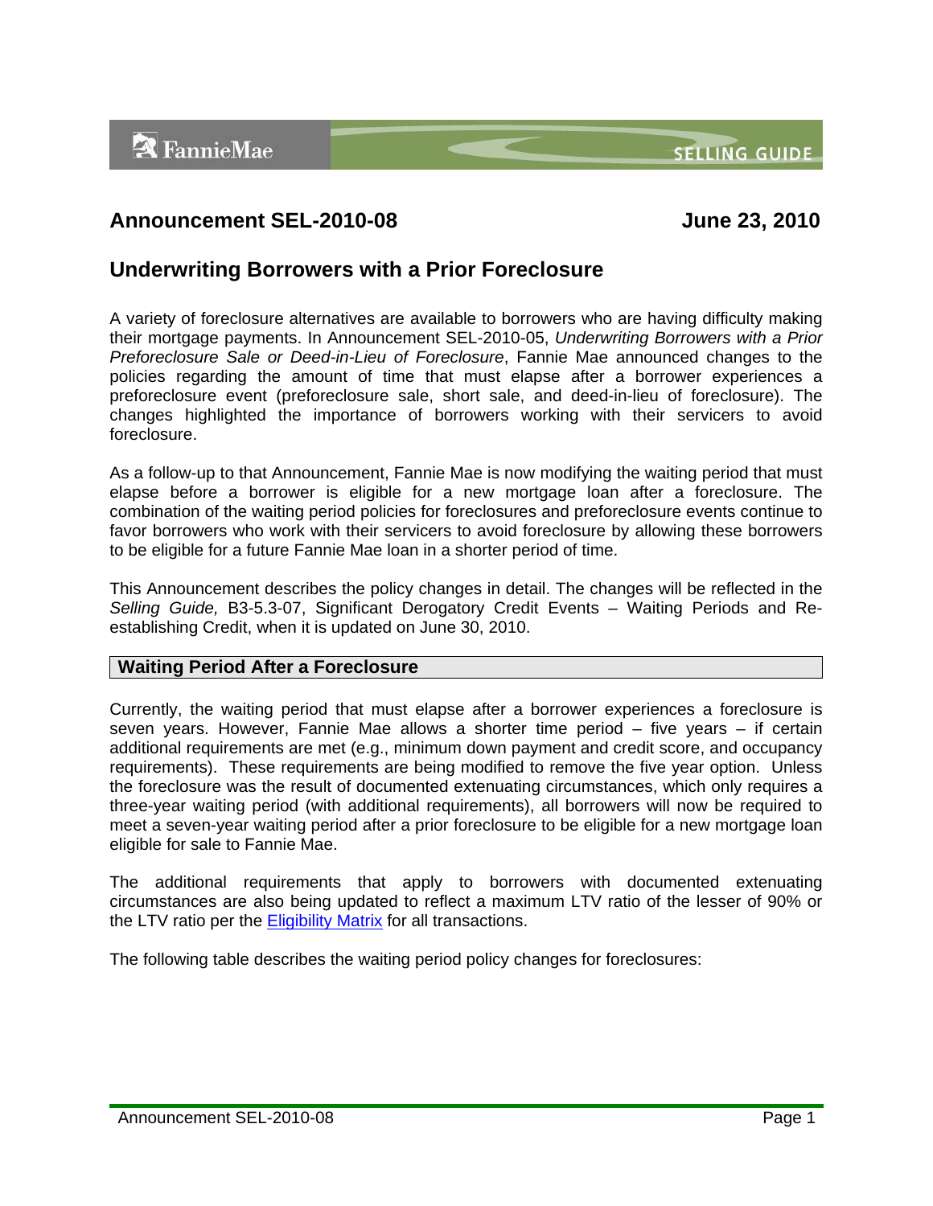# Announcement SEL-2010-08

**June 23, 2010**

## Underwriting Borrowers with a Prior Foreclosure

A variety of foreclosure alternatives are available to borrowers who are having difficulty making their mortgage payments. In Announcement SEL-2010-05, *Underwriting Borrowers with a Prior Preforeclosure Sale or Deed-in-Lieu of Foreclosure*, Fannie Mae announced changes to the policies regarding the amount of time that must elapse after a borrower experiences a preforeclosure event (preforeclosure sale, short sale, and deed-in-lieu of foreclosure). The changes highlighted the importance of borrowers working with their servicers to avoid foreclosure.

As a follow-up to that Announcement, Fannie Mae is now modifying the waiting period that must elapse before a borrower is eligible for a new mortgage loan after a foreclosure. The combination of the waiting period policies for foreclosures and preforeclosure events continue to favor borrowers who work with their servicers to avoid foreclosure by allowing these borrowers to be eligible for a future Fannie Mae loan in a shorter period of time.

This Announcement describes the policy changes in detail. The changes will be reflected in the *Selling Guide,* B3-5.3-07, Significant Derogatory Credit Events – Waiting Periods and Re-establishing Credit, when it is updated on June 30, 2010.

### Waiting Period After a Foreclosure

Currently, the waiting period that must elapse after a borrower experiences a foreclosure is seven years. However, Fannie Mae allows a shorter time period – five years – if certain additional requirements are met (e.g., minimum down payment and credit score, and occupancy requirements). These requirements are being modified to remove the five year option. Unless the foreclosure was the result of documented extenuating circumstances, which only requires a three-year waiting period (with additional requirements), all borrowers will now be required to meet a seven-year waiting period after a prior foreclosure to be eligible for a new mortgage loan eligible for sale to Fannie Mae.

The additional requirements that apply to borrowers with documented extenuating circumstances are also being updated to reflect a maximum LTV ratio of the lesser of 90% or the LTV ratio per the Eligibility Matrix for all transactions.

The following table describes the waiting period policy changes for foreclosures: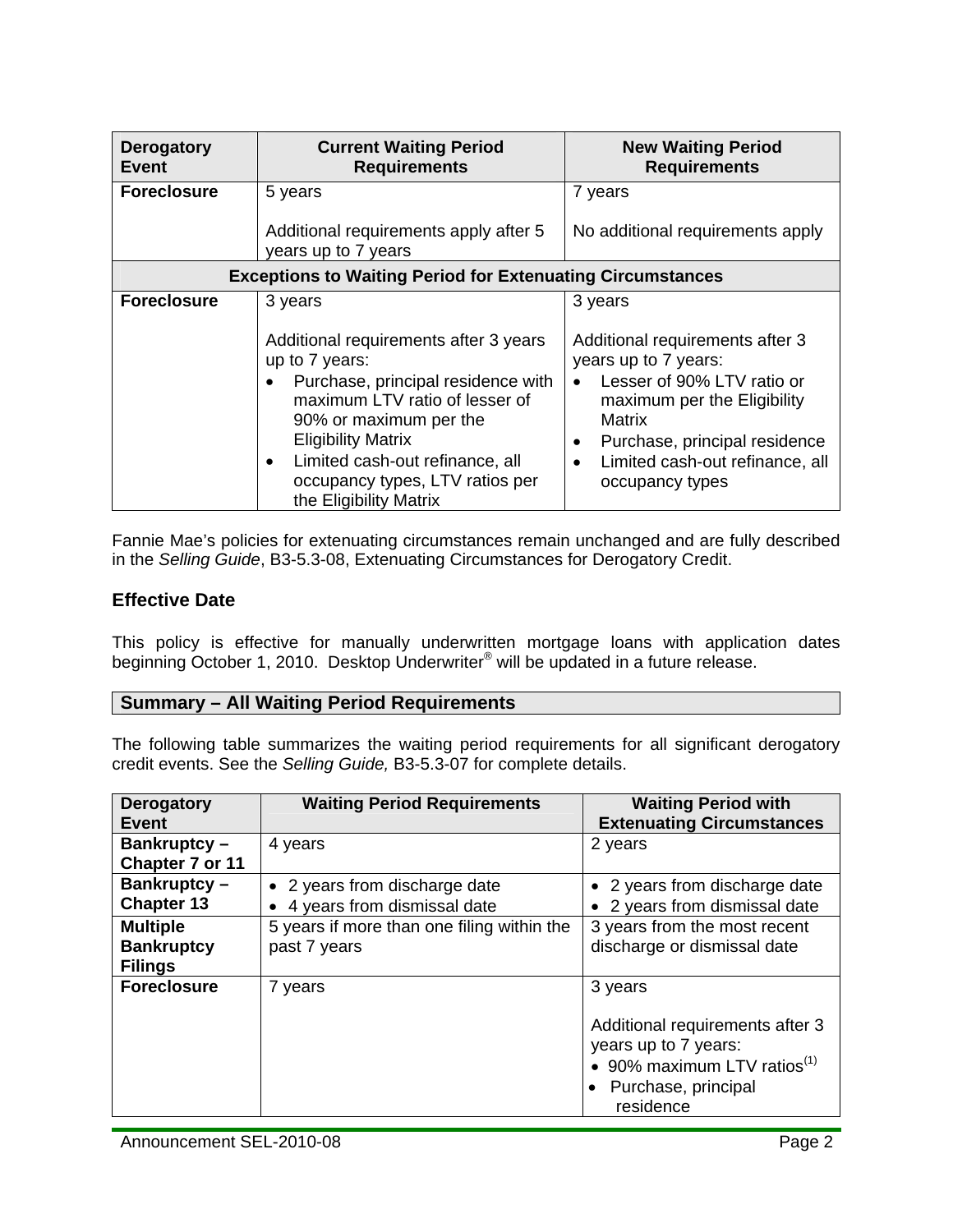| Derogatory Event | Current Waiting Period Requirements | New Waiting Period Requirements |
|---|---|---|
| **Foreclosure** | 5 years<br><br>Additional requirements apply after 5 years up to 7 years | 7 years<br><br>No additional requirements apply |
| **Exceptions to Waiting Period for Extenuating Circumstances** | | |
| **Foreclosure** | 3 years<br><br>Additional requirements after 3 years up to 7 years:<br>• Purchase, principal residence with maximum LTV ratio of lesser of 90% or maximum per the Eligibility Matrix<br>• Limited cash-out refinance, all occupancy types, LTV ratios per the Eligibility Matrix | 3 years<br><br>Additional requirements after 3 years up to 7 years:<br>• Lesser of 90% LTV ratio or maximum per the Eligibility Matrix<br>• Purchase, principal residence<br>• Limited cash-out refinance, all occupancy types |

Fannie Mae's policies for extenuating circumstances remain unchanged and are fully described in the *Selling Guide*, B3-5.3-08, Extenuating Circumstances for Derogatory Credit.

## Effective Date

This policy is effective for manually underwritten mortgage loans with application dates beginning October 1, 2010. Desktop Underwriter® will be updated in a future release.

## Summary – All Waiting Period Requirements

The following table summarizes the waiting period requirements for all significant derogatory credit events. See the *Selling Guide,* B3-5.3-07 for complete details.

| Derogatory Event | Waiting Period Requirements | Waiting Period with Extenuating Circumstances |
|---|---|---|
| **Bankruptcy – Chapter 7 or 11** | 4 years | 2 years |
| **Bankruptcy – Chapter 13** | • 2 years from discharge date<br>• 4 years from dismissal date | • 2 years from discharge date<br>• 2 years from dismissal date |
| **Multiple Bankruptcy Filings** | 5 years if more than one filing within the past 7 years | 3 years from the most recent discharge or dismissal date |
| **Foreclosure** | 7 years | 3 years<br><br>Additional requirements after 3 years up to 7 years:<br>• 90% maximum LTV ratios[(1)]<br>• Purchase, principal residence |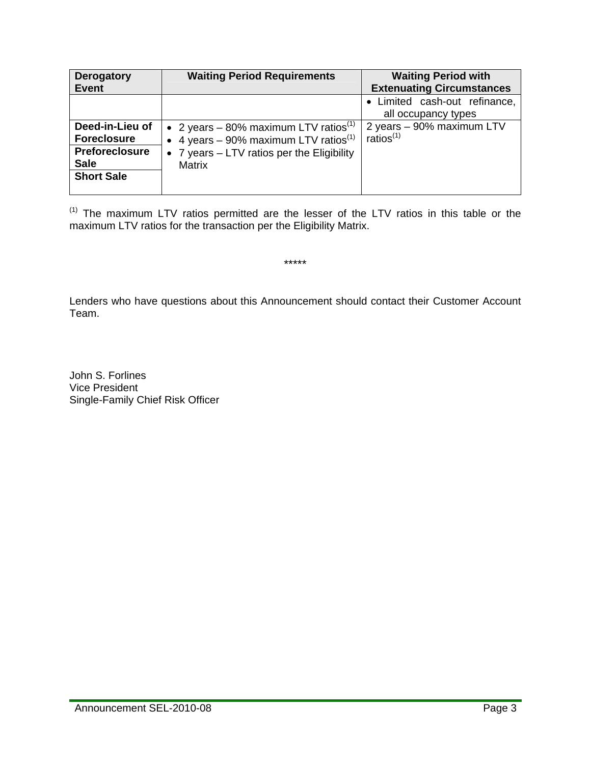| Derogatory Event | Waiting Period Requirements | Waiting Period with Extenuating Circumstances |
|---|---|---|
| | | • Limited cash-out refinance, all occupancy types |
| Deed-in-Lieu of Foreclosure | • 2 years – 80% maximum LTV ratios[(1)]<br>• 4 years – 90% maximum LTV ratios[(1)]<br>• 7 years – LTV ratios per the Eligibility Matrix | 2 years – 90% maximum LTV ratios[(1)] |
| Preforeclosure Sale | | |
| Short Sale | | |

[(1)] The maximum LTV ratios permitted are the lesser of the LTV ratios in this table or the maximum LTV ratios for the transaction per the Eligibility Matrix.

*****

Lenders who have questions about this Announcement should contact their Customer Account Team.

John S. Forlines
Vice President
Single-Family Chief Risk Officer